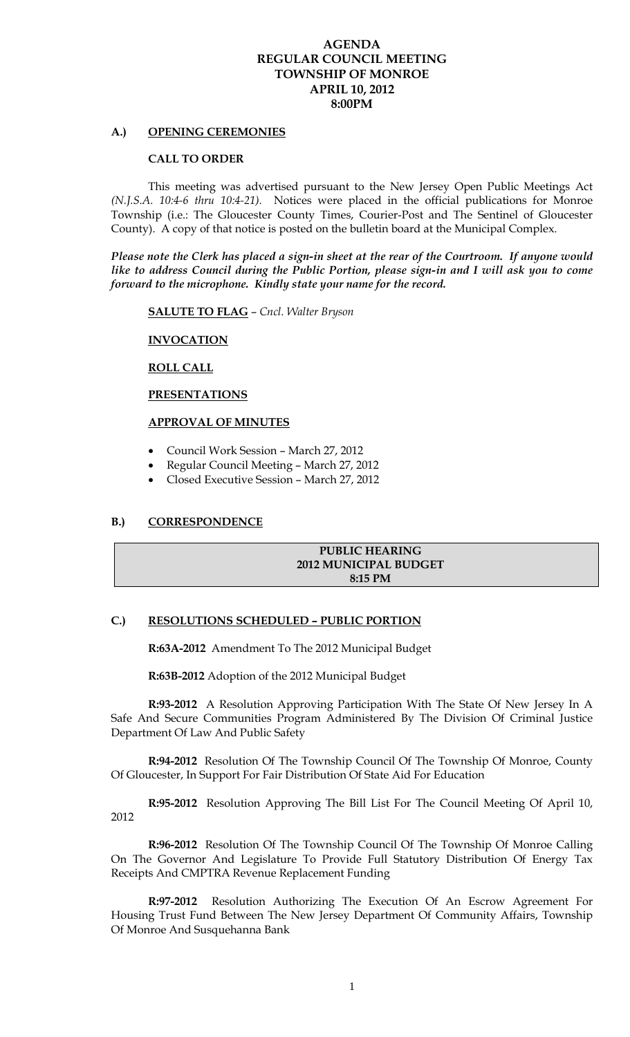# AGENDA
# REGULAR COUNCIL MEETING
# TOWNSHIP OF MONROE
# APRIL 10, 2012
# 8:00PM

## A.) OPENING CEREMONIES

**CALL TO ORDER**

This meeting was advertised pursuant to the New Jersey Open Public Meetings Act *(N.J.S.A. 10:4-6 thru 10:4-21).* Notices were placed in the official publications for Monroe Township (i.e.: The Gloucester County Times, Courier-Post and The Sentinel of Gloucester County). A copy of that notice is posted on the bulletin board at the Municipal Complex.

***Please note the Clerk has placed a sign-in sheet at the rear of the Courtroom. If anyone would like to address Council during the Public Portion, please sign-in and I will ask you to come forward to the microphone. Kindly state your name for the record.***

**SALUTE TO FLAG** – *Cncl. Walter Bryson*

**INVOCATION**

**ROLL CALL**

**PRESENTATIONS**

**APPROVAL OF MINUTES**

- Council Work Session – March 27, 2012
- Regular Council Meeting – March 27, 2012
- Closed Executive Session – March 27, 2012

## B.) CORRESPONDENCE

**PUBLIC HEARING**
**2012 MUNICIPAL BUDGET**
**8:15 PM**

## C.) RESOLUTIONS SCHEDULED – PUBLIC PORTION

**R:63A-2012** Amendment To The 2012 Municipal Budget

**R:63B-2012** Adoption of the 2012 Municipal Budget

**R:93-2012** A Resolution Approving Participation With The State Of New Jersey In A Safe And Secure Communities Program Administered By The Division Of Criminal Justice Department Of Law And Public Safety

**R:94-2012** Resolution Of The Township Council Of The Township Of Monroe, County Of Gloucester, In Support For Fair Distribution Of State Aid For Education

**R:95-2012** Resolution Approving The Bill List For The Council Meeting Of April 10, 2012

**R:96-2012** Resolution Of The Township Council Of The Township Of Monroe Calling On The Governor And Legislature To Provide Full Statutory Distribution Of Energy Tax Receipts And CMPTRA Revenue Replacement Funding

**R:97-2012** Resolution Authorizing The Execution Of An Escrow Agreement For Housing Trust Fund Between The New Jersey Department Of Community Affairs, Township Of Monroe And Susquehanna Bank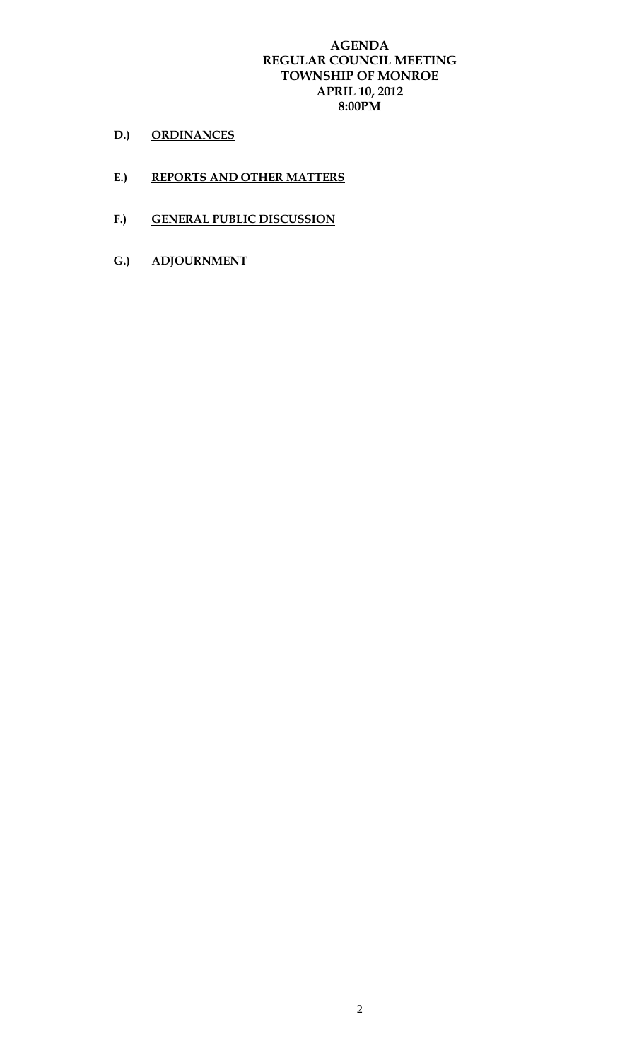**AGENDA**
**REGULAR COUNCIL MEETING**
**TOWNSHIP OF MONROE**
**APRIL 10, 2012**
**8:00PM**

**D.) <u>ORDINANCES</u>**

**E.) <u>REPORTS AND OTHER MATTERS</u>**

**F.) <u>GENERAL PUBLIC DISCUSSION</u>**

**G.) <u>ADJOURNMENT</u>**